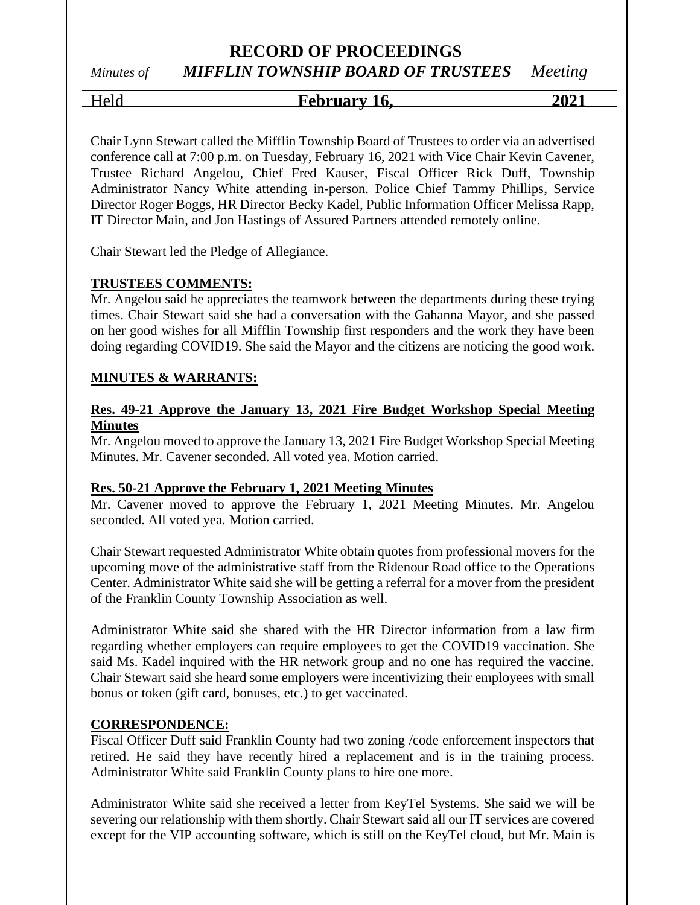# RECORD OF PROCEEDINGS

*Minutes of* ***MIFFLIN TOWNSHIP BOARD OF TRUSTEES*** *Meeting*

Held **February 16, 2021**

Chair Lynn Stewart called the Mifflin Township Board of Trustees to order via an advertised conference call at 7:00 p.m. on Tuesday, February 16, 2021 with Vice Chair Kevin Cavener, Trustee Richard Angelou, Chief Fred Kauser, Fiscal Officer Rick Duff, Township Administrator Nancy White attending in-person. Police Chief Tammy Phillips, Service Director Roger Boggs, HR Director Becky Kadel, Public Information Officer Melissa Rapp, IT Director Main, and Jon Hastings of Assured Partners attended remotely online.

Chair Stewart led the Pledge of Allegiance.

**TRUSTEES COMMENTS:**

Mr. Angelou said he appreciates the teamwork between the departments during these trying times. Chair Stewart said she had a conversation with the Gahanna Mayor, and she passed on her good wishes for all Mifflin Township first responders and the work they have been doing regarding COVID19. She said the Mayor and the citizens are noticing the good work.

**MINUTES & WARRANTS:**

**Res. 49-21 Approve the January 13, 2021 Fire Budget Workshop Special Meeting Minutes**

Mr. Angelou moved to approve the January 13, 2021 Fire Budget Workshop Special Meeting Minutes. Mr. Cavener seconded. All voted yea. Motion carried.

**Res. 50-21 Approve the February 1, 2021 Meeting Minutes**

Mr. Cavener moved to approve the February 1, 2021 Meeting Minutes. Mr. Angelou seconded. All voted yea. Motion carried.

Chair Stewart requested Administrator White obtain quotes from professional movers for the upcoming move of the administrative staff from the Ridenour Road office to the Operations Center. Administrator White said she will be getting a referral for a mover from the president of the Franklin County Township Association as well.

Administrator White said she shared with the HR Director information from a law firm regarding whether employers can require employees to get the COVID19 vaccination. She said Ms. Kadel inquired with the HR network group and no one has required the vaccine. Chair Stewart said she heard some employers were incentivizing their employees with small bonus or token (gift card, bonuses, etc.) to get vaccinated.

**CORRESPONDENCE:**

Fiscal Officer Duff said Franklin County had two zoning /code enforcement inspectors that retired. He said they have recently hired a replacement and is in the training process. Administrator White said Franklin County plans to hire one more.

Administrator White said she received a letter from KeyTel Systems. She said we will be severing our relationship with them shortly. Chair Stewart said all our IT services are covered except for the VIP accounting software, which is still on the KeyTel cloud, but Mr. Main is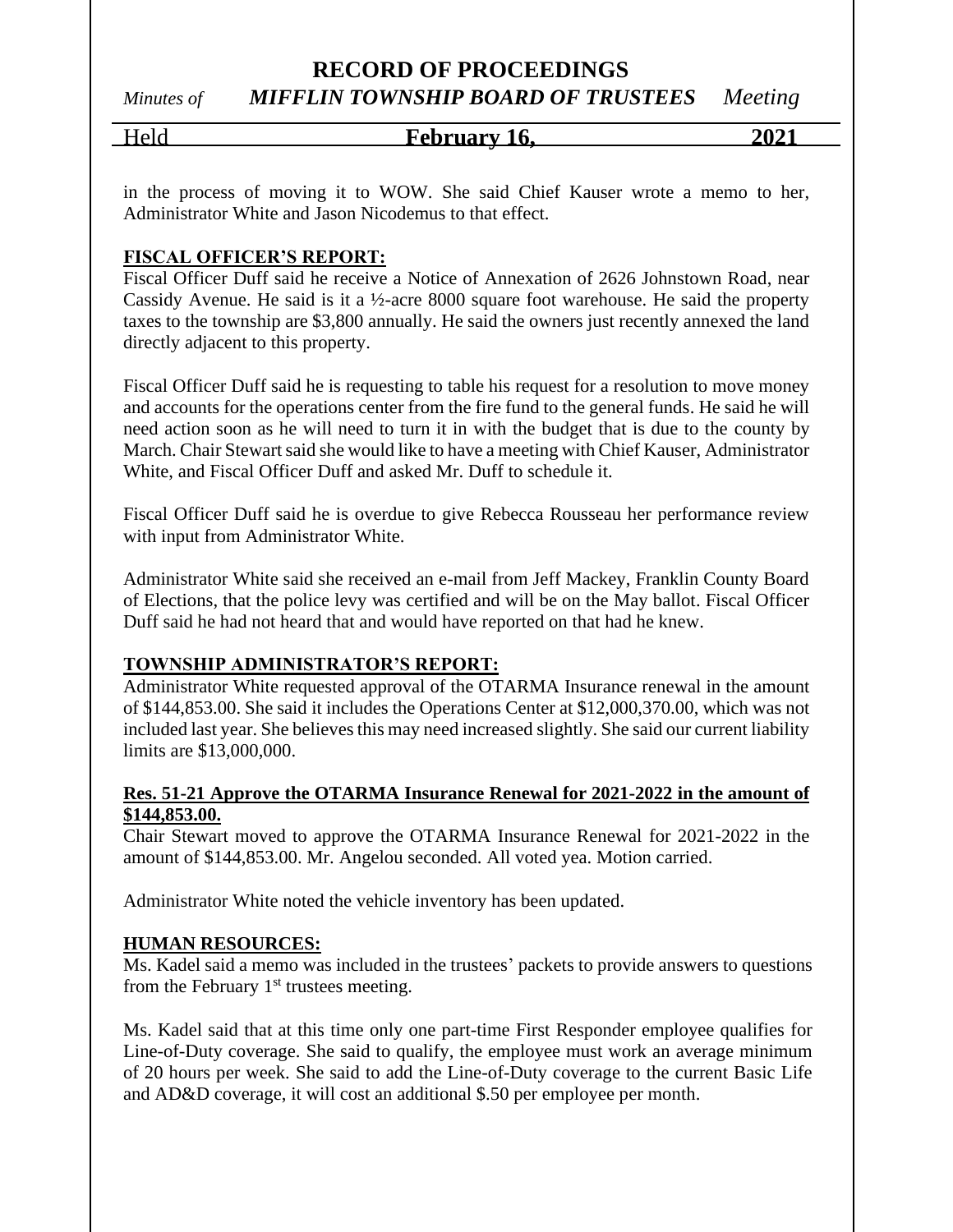in the process of moving it to WOW. She said Chief Kauser wrote a memo to her, Administrator White and Jason Nicodemus to that effect.

**FISCAL OFFICER'S REPORT:**

Fiscal Officer Duff said he receive a Notice of Annexation of 2626 Johnstown Road, near Cassidy Avenue. He said is it a ½-acre 8000 square foot warehouse. He said the property taxes to the township are $3,800 annually. He said the owners just recently annexed the land directly adjacent to this property.

Fiscal Officer Duff said he is requesting to table his request for a resolution to move money and accounts for the operations center from the fire fund to the general funds. He said he will need action soon as he will need to turn it in with the budget that is due to the county by March. Chair Stewart said she would like to have a meeting with Chief Kauser, Administrator White, and Fiscal Officer Duff and asked Mr. Duff to schedule it.

Fiscal Officer Duff said he is overdue to give Rebecca Rousseau her performance review with input from Administrator White.

Administrator White said she received an e-mail from Jeff Mackey, Franklin County Board of Elections, that the police levy was certified and will be on the May ballot. Fiscal Officer Duff said he had not heard that and would have reported on that had he knew.

**TOWNSHIP ADMINISTRATOR'S REPORT:**

Administrator White requested approval of the OTARMA Insurance renewal in the amount of $144,853.00. She said it includes the Operations Center at $12,000,370.00, which was not included last year. She believes this may need increased slightly. She said our current liability limits are $13,000,000.

**Res. 51-21 Approve the OTARMA Insurance Renewal for 2021-2022 in the amount of $144,853.00.**

Chair Stewart moved to approve the OTARMA Insurance Renewal for 2021-2022 in the amount of $144,853.00. Mr. Angelou seconded. All voted yea. Motion carried.

Administrator White noted the vehicle inventory has been updated.

**HUMAN RESOURCES:**

Ms. Kadel said a memo was included in the trustees' packets to provide answers to questions from the February 1st trustees meeting.

Ms. Kadel said that at this time only one part-time First Responder employee qualifies for Line-of-Duty coverage. She said to qualify, the employee must work an average minimum of 20 hours per week. She said to add the Line-of-Duty coverage to the current Basic Life and AD&D coverage, it will cost an additional $.50 per employee per month.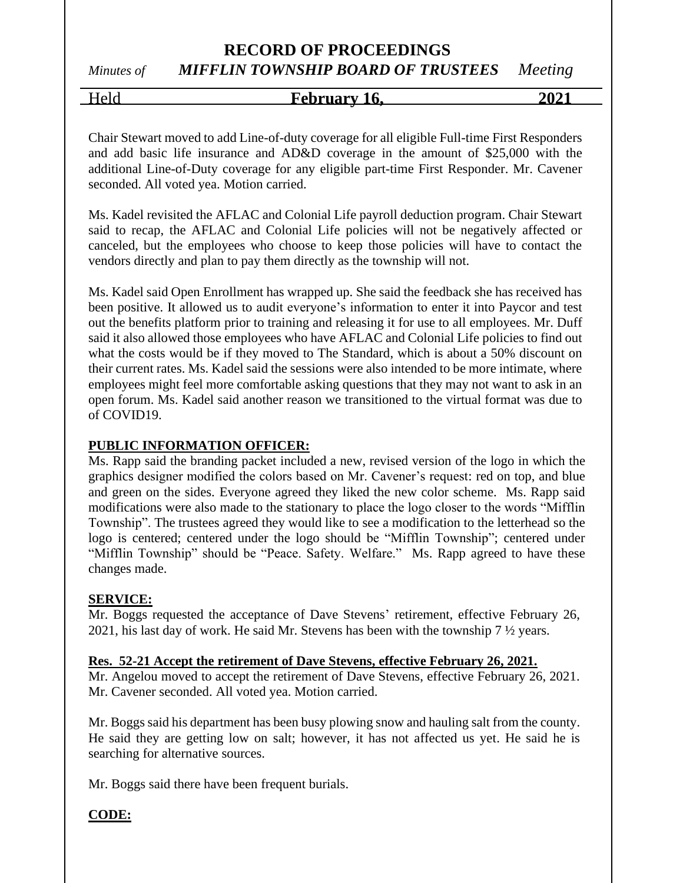Chair Stewart moved to add Line-of-duty coverage for all eligible Full-time First Responders and add basic life insurance and AD&D coverage in the amount of $25,000 with the additional Line-of-Duty coverage for any eligible part-time First Responder. Mr. Cavener seconded. All voted yea. Motion carried.

Ms. Kadel revisited the AFLAC and Colonial Life payroll deduction program. Chair Stewart said to recap, the AFLAC and Colonial Life policies will not be negatively affected or canceled, but the employees who choose to keep those policies will have to contact the vendors directly and plan to pay them directly as the township will not.

Ms. Kadel said Open Enrollment has wrapped up. She said the feedback she has received has been positive. It allowed us to audit everyone's information to enter it into Paycor and test out the benefits platform prior to training and releasing it for use to all employees. Mr. Duff said it also allowed those employees who have AFLAC and Colonial Life policies to find out what the costs would be if they moved to The Standard, which is about a 50% discount on their current rates. Ms. Kadel said the sessions were also intended to be more intimate, where employees might feel more comfortable asking questions that they may not want to ask in an open forum. Ms. Kadel said another reason we transitioned to the virtual format was due to of COVID19.

**PUBLIC INFORMATION OFFICER:**

Ms. Rapp said the branding packet included a new, revised version of the logo in which the graphics designer modified the colors based on Mr. Cavener's request: red on top, and blue and green on the sides. Everyone agreed they liked the new color scheme. Ms. Rapp said modifications were also made to the stationary to place the logo closer to the words "Mifflin Township". The trustees agreed they would like to see a modification to the letterhead so the logo is centered; centered under the logo should be "Mifflin Township"; centered under "Mifflin Township" should be "Peace. Safety. Welfare." Ms. Rapp agreed to have these changes made.

**SERVICE:**

Mr. Boggs requested the acceptance of Dave Stevens' retirement, effective February 26, 2021, his last day of work. He said Mr. Stevens has been with the township 7 ½ years.

**Res. 52-21 Accept the retirement of Dave Stevens, effective February 26, 2021.**

Mr. Angelou moved to accept the retirement of Dave Stevens, effective February 26, 2021. Mr. Cavener seconded. All voted yea. Motion carried.

Mr. Boggs said his department has been busy plowing snow and hauling salt from the county. He said they are getting low on salt; however, it has not affected us yet. He said he is searching for alternative sources.

Mr. Boggs said there have been frequent burials.

**CODE:**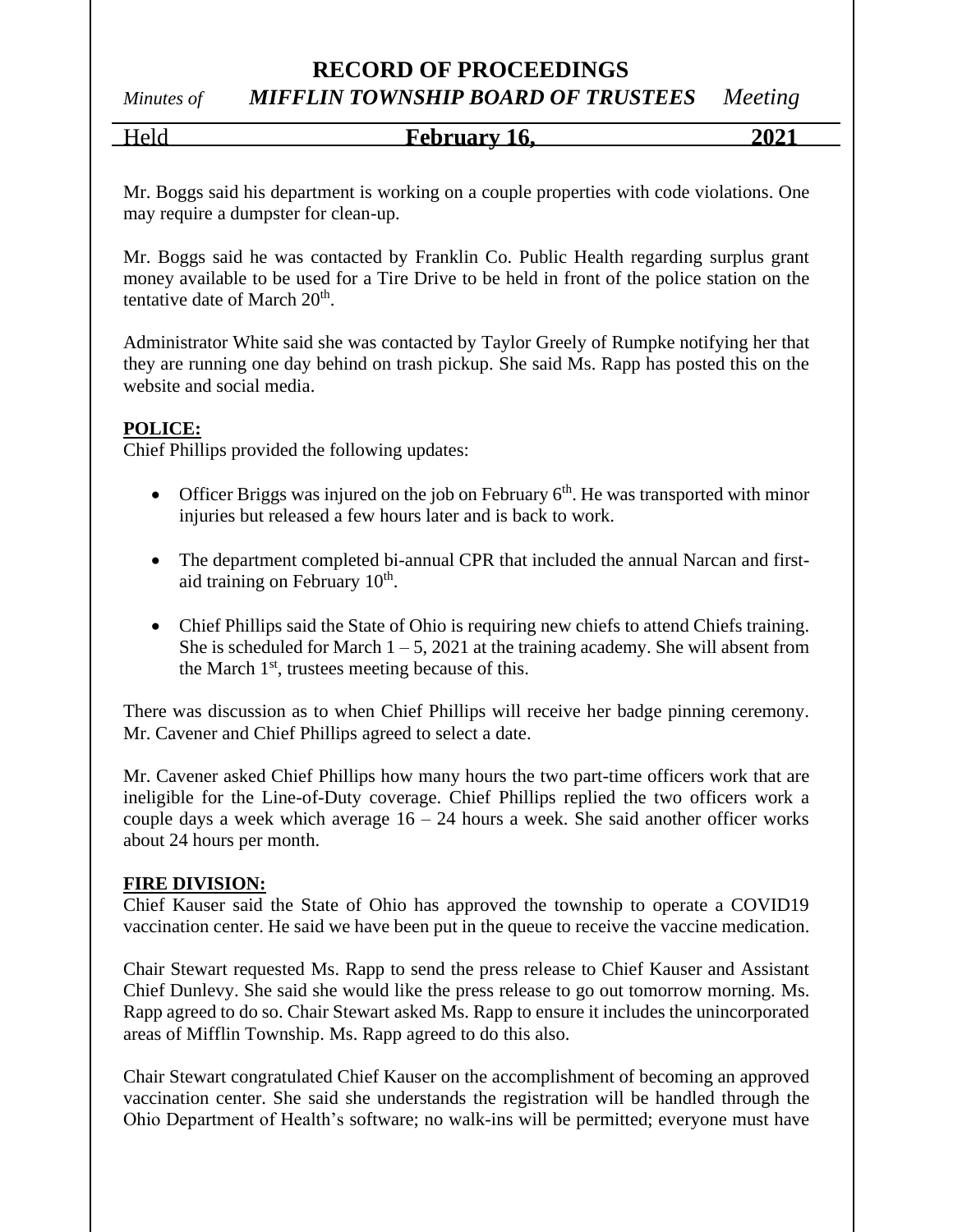Mr. Boggs said his department is working on a couple properties with code violations. One may require a dumpster for clean-up.

Mr. Boggs said he was contacted by Franklin Co. Public Health regarding surplus grant money available to be used for a Tire Drive to be held in front of the police station on the tentative date of March 20th.

Administrator White said she was contacted by Taylor Greely of Rumpke notifying her that they are running one day behind on trash pickup. She said Ms. Rapp has posted this on the website and social media.

**POLICE:**

Chief Phillips provided the following updates:

- Officer Briggs was injured on the job on February 6th. He was transported with minor injuries but released a few hours later and is back to work.
- The department completed bi-annual CPR that included the annual Narcan and first-aid training on February 10th.
- Chief Phillips said the State of Ohio is requiring new chiefs to attend Chiefs training. She is scheduled for March 1 – 5, 2021 at the training academy. She will absent from the March 1st, trustees meeting because of this.

There was discussion as to when Chief Phillips will receive her badge pinning ceremony. Mr. Cavener and Chief Phillips agreed to select a date.

Mr. Cavener asked Chief Phillips how many hours the two part-time officers work that are ineligible for the Line-of-Duty coverage. Chief Phillips replied the two officers work a couple days a week which average 16 – 24 hours a week. She said another officer works about 24 hours per month.

**FIRE DIVISION:**

Chief Kauser said the State of Ohio has approved the township to operate a COVID19 vaccination center. He said we have been put in the queue to receive the vaccine medication.

Chair Stewart requested Ms. Rapp to send the press release to Chief Kauser and Assistant Chief Dunlevy. She said she would like the press release to go out tomorrow morning. Ms. Rapp agreed to do so. Chair Stewart asked Ms. Rapp to ensure it includes the unincorporated areas of Mifflin Township. Ms. Rapp agreed to do this also.

Chair Stewart congratulated Chief Kauser on the accomplishment of becoming an approved vaccination center. She said she understands the registration will be handled through the Ohio Department of Health's software; no walk-ins will be permitted; everyone must have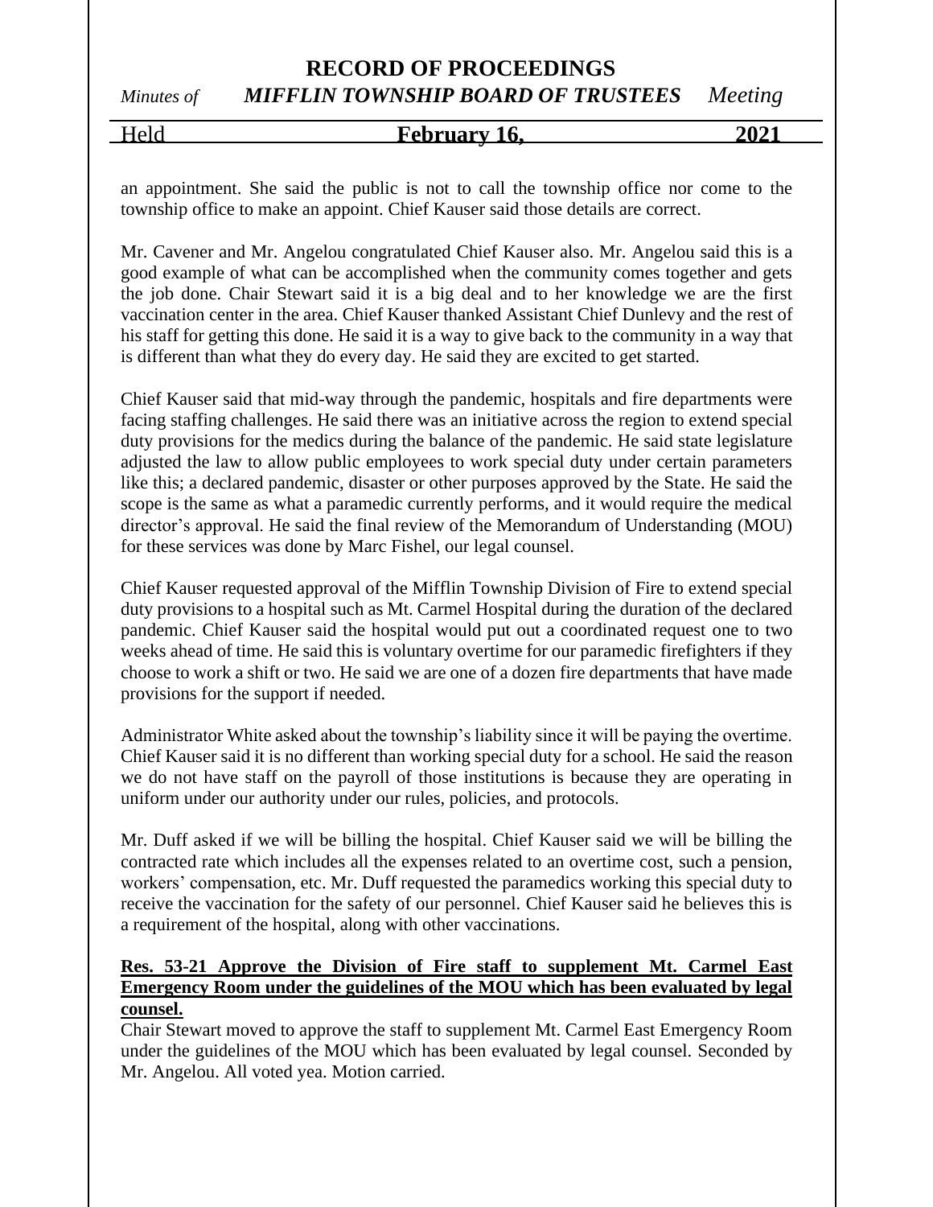an appointment. She said the public is not to call the township office nor come to the township office to make an appoint. Chief Kauser said those details are correct.

Mr. Cavener and Mr. Angelou congratulated Chief Kauser also. Mr. Angelou said this is a good example of what can be accomplished when the community comes together and gets the job done. Chair Stewart said it is a big deal and to her knowledge we are the first vaccination center in the area. Chief Kauser thanked Assistant Chief Dunlevy and the rest of his staff for getting this done. He said it is a way to give back to the community in a way that is different than what they do every day. He said they are excited to get started.

Chief Kauser said that mid-way through the pandemic, hospitals and fire departments were facing staffing challenges. He said there was an initiative across the region to extend special duty provisions for the medics during the balance of the pandemic. He said state legislature adjusted the law to allow public employees to work special duty under certain parameters like this; a declared pandemic, disaster or other purposes approved by the State. He said the scope is the same as what a paramedic currently performs, and it would require the medical director's approval. He said the final review of the Memorandum of Understanding (MOU) for these services was done by Marc Fishel, our legal counsel.

Chief Kauser requested approval of the Mifflin Township Division of Fire to extend special duty provisions to a hospital such as Mt. Carmel Hospital during the duration of the declared pandemic. Chief Kauser said the hospital would put out a coordinated request one to two weeks ahead of time. He said this is voluntary overtime for our paramedic firefighters if they choose to work a shift or two. He said we are one of a dozen fire departments that have made provisions for the support if needed.

Administrator White asked about the township's liability since it will be paying the overtime. Chief Kauser said it is no different than working special duty for a school. He said the reason we do not have staff on the payroll of those institutions is because they are operating in uniform under our authority under our rules, policies, and protocols.

Mr. Duff asked if we will be billing the hospital. Chief Kauser said we will be billing the contracted rate which includes all the expenses related to an overtime cost, such a pension, workers' compensation, etc. Mr. Duff requested the paramedics working this special duty to receive the vaccination for the safety of our personnel. Chief Kauser said he believes this is a requirement of the hospital, along with other vaccinations.

**Res. 53-21 Approve the Division of Fire staff to supplement Mt. Carmel East Emergency Room under the guidelines of the MOU which has been evaluated by legal counsel.**

Chair Stewart moved to approve the staff to supplement Mt. Carmel East Emergency Room under the guidelines of the MOU which has been evaluated by legal counsel. Seconded by Mr. Angelou. All voted yea. Motion carried.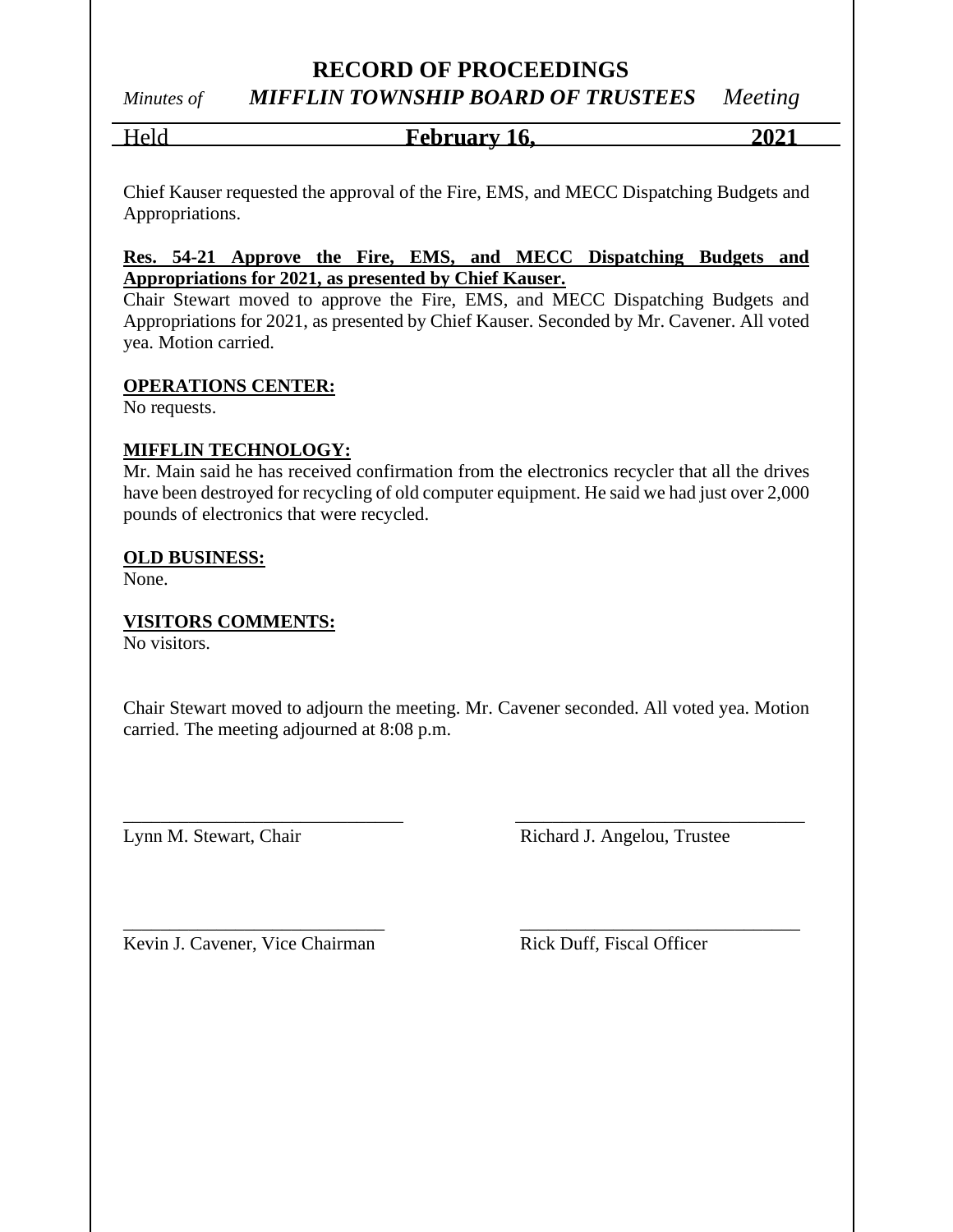Chief Kauser requested the approval of the Fire, EMS, and MECC Dispatching Budgets and Appropriations.

**Res. 54-21 Approve the Fire, EMS, and MECC Dispatching Budgets and Appropriations for 2021, as presented by Chief Kauser.**

Chair Stewart moved to approve the Fire, EMS, and MECC Dispatching Budgets and Appropriations for 2021, as presented by Chief Kauser. Seconded by Mr. Cavener. All voted yea. Motion carried.

**OPERATIONS CENTER:**

No requests.

**MIFFLIN TECHNOLOGY:**

Mr. Main said he has received confirmation from the electronics recycler that all the drives have been destroyed for recycling of old computer equipment. He said we had just over 2,000 pounds of electronics that were recycled.

**OLD BUSINESS:**

None.

**VISITORS COMMENTS:**

No visitors.

Chair Stewart moved to adjourn the meeting. Mr. Cavener seconded. All voted yea. Motion carried. The meeting adjourned at 8:08 p.m.

______________________________ ______________________________

Lynn M. Stewart, Chair Richard J. Angelou, Trustee

______________________________ ______________________________

Kevin J. Cavener, Vice Chairman Rick Duff, Fiscal Officer